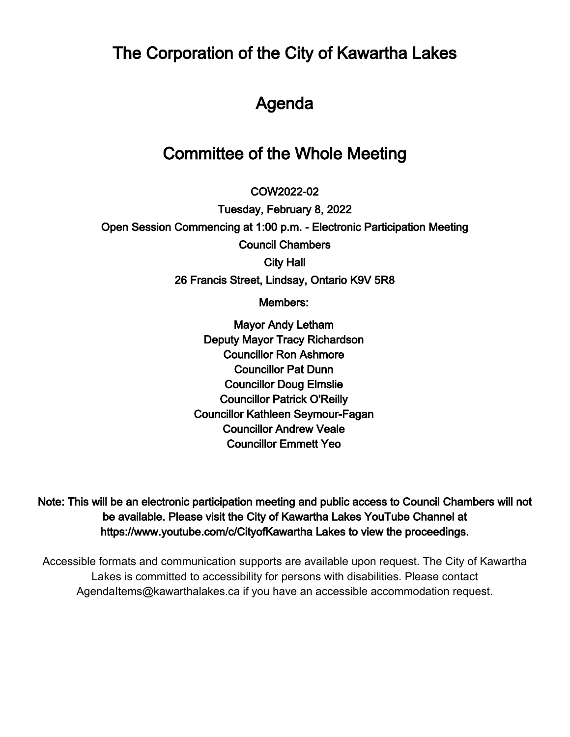# The Corporation of the City of Kawartha Lakes

# Agenda

# Committee of the Whole Meeting

**COW2022-02**

**Tuesday, February 8, 2022**

**Open Session Commencing at 1:00 p.m. - Electronic Participation Meeting**

**Council Chambers**

**City Hall**

**26 Francis Street, Lindsay, Ontario K9V 5R8**

**Members:**

**Mayor Andy Letham**
**Deputy Mayor Tracy Richardson**
**Councillor Ron Ashmore**
**Councillor Pat Dunn**
**Councillor Doug Elmslie**
**Councillor Patrick O'Reilly**
**Councillor Kathleen Seymour-Fagan**
**Councillor Andrew Veale**
**Councillor Emmett Yeo**

**Note: This will be an electronic participation meeting and public access to Council Chambers will not be available. Please visit the City of Kawartha Lakes YouTube Channel at https://www.youtube.com/c/CityofKawartha Lakes to view the proceedings.**

Accessible formats and communication supports are available upon request. The City of Kawartha Lakes is committed to accessibility for persons with disabilities. Please contact AgendaItems@kawarthalakes.ca if you have an accessible accommodation request.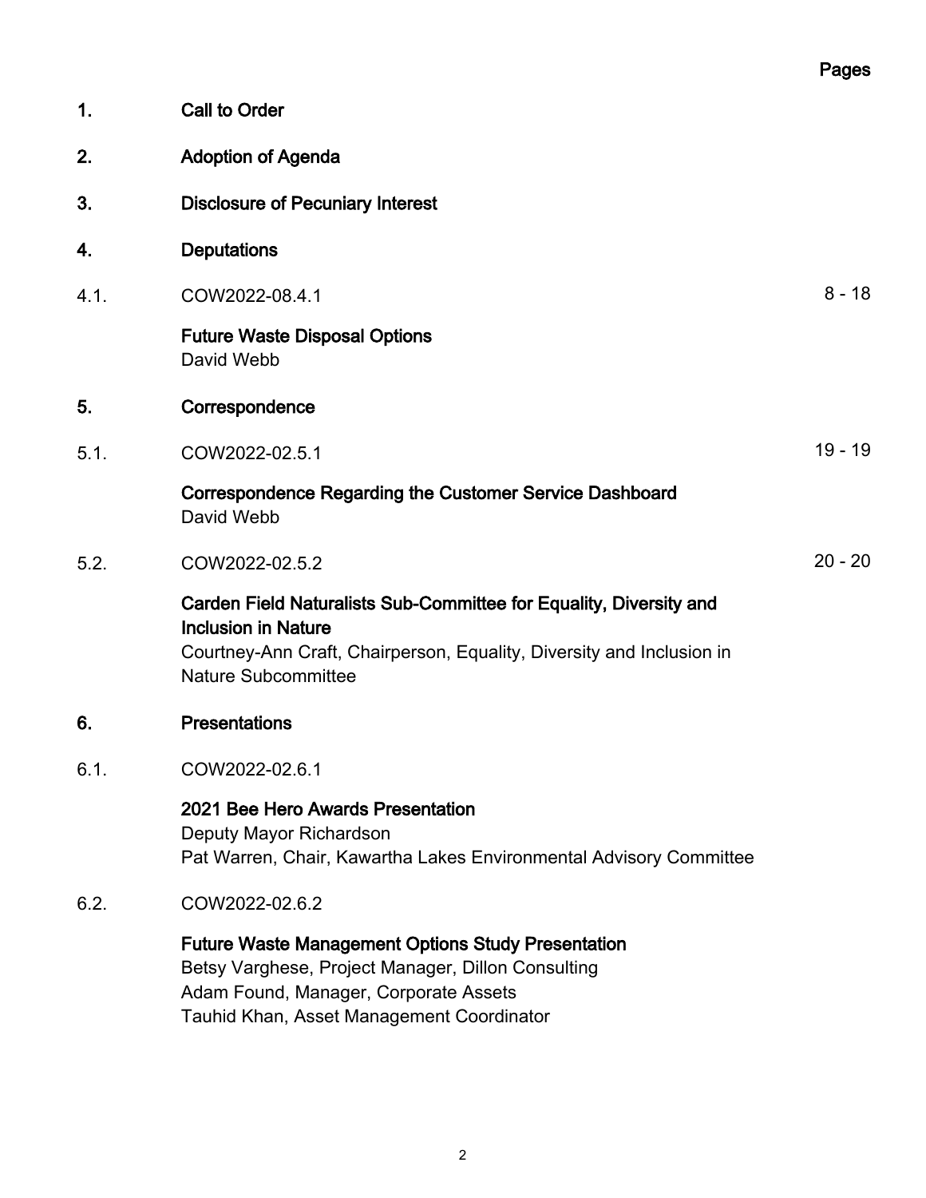Pages

1. **Call to Order**

2. **Adoption of Agenda**

3. **Disclosure of Pecuniary Interest**

4. **Deputations**

4.1. COW2022-08.4.1 — 8 - 18

**Future Waste Disposal Options**
David Webb

5. **Correspondence**

5.1. COW2022-02.5.1 — 19 - 19

**Correspondence Regarding the Customer Service Dashboard**
David Webb

5.2. COW2022-02.5.2 — 20 - 20

**Carden Field Naturalists Sub-Committee for Equality, Diversity and Inclusion in Nature**
Courtney-Ann Craft, Chairperson, Equality, Diversity and Inclusion in Nature Subcommittee

6. **Presentations**

6.1. COW2022-02.6.1

**2021 Bee Hero Awards Presentation**
Deputy Mayor Richardson
Pat Warren, Chair, Kawartha Lakes Environmental Advisory Committee

6.2. COW2022-02.6.2

**Future Waste Management Options Study Presentation**
Betsy Varghese, Project Manager, Dillon Consulting
Adam Found, Manager, Corporate Assets
Tauhid Khan, Asset Management Coordinator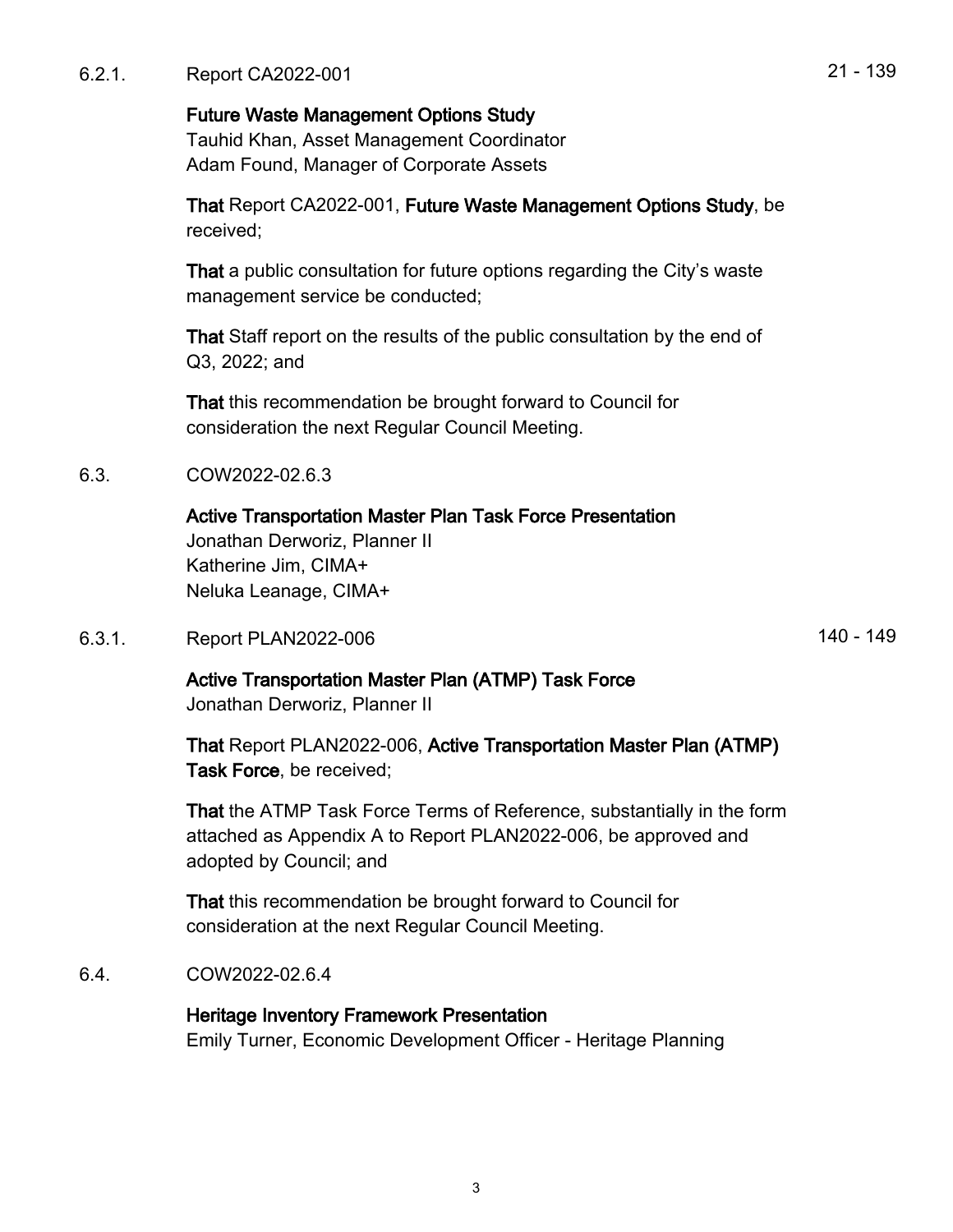6.2.1. Report CA2022-001 21 - 139

**Future Waste Management Options Study**
Tauhid Khan, Asset Management Coordinator
Adam Found, Manager of Corporate Assets

**That** Report CA2022-001, **Future Waste Management Options Study**, be received;

**That** a public consultation for future options regarding the City's waste management service be conducted;

**That** Staff report on the results of the public consultation by the end of Q3, 2022; and

**That** this recommendation be brought forward to Council for consideration the next Regular Council Meeting.

6.3. COW2022-02.6.3

**Active Transportation Master Plan Task Force Presentation**
Jonathan Derworiz, Planner II
Katherine Jim, CIMA+
Neluka Leanage, CIMA+

6.3.1. Report PLAN2022-006 140 - 149

**Active Transportation Master Plan (ATMP) Task Force**
Jonathan Derworiz, Planner II

**That** Report PLAN2022-006, **Active Transportation Master Plan (ATMP) Task Force**, be received;

**That** the ATMP Task Force Terms of Reference, substantially in the form attached as Appendix A to Report PLAN2022-006, be approved and adopted by Council; and

**That** this recommendation be brought forward to Council for consideration at the next Regular Council Meeting.

6.4. COW2022-02.6.4

**Heritage Inventory Framework Presentation**
Emily Turner, Economic Development Officer - Heritage Planning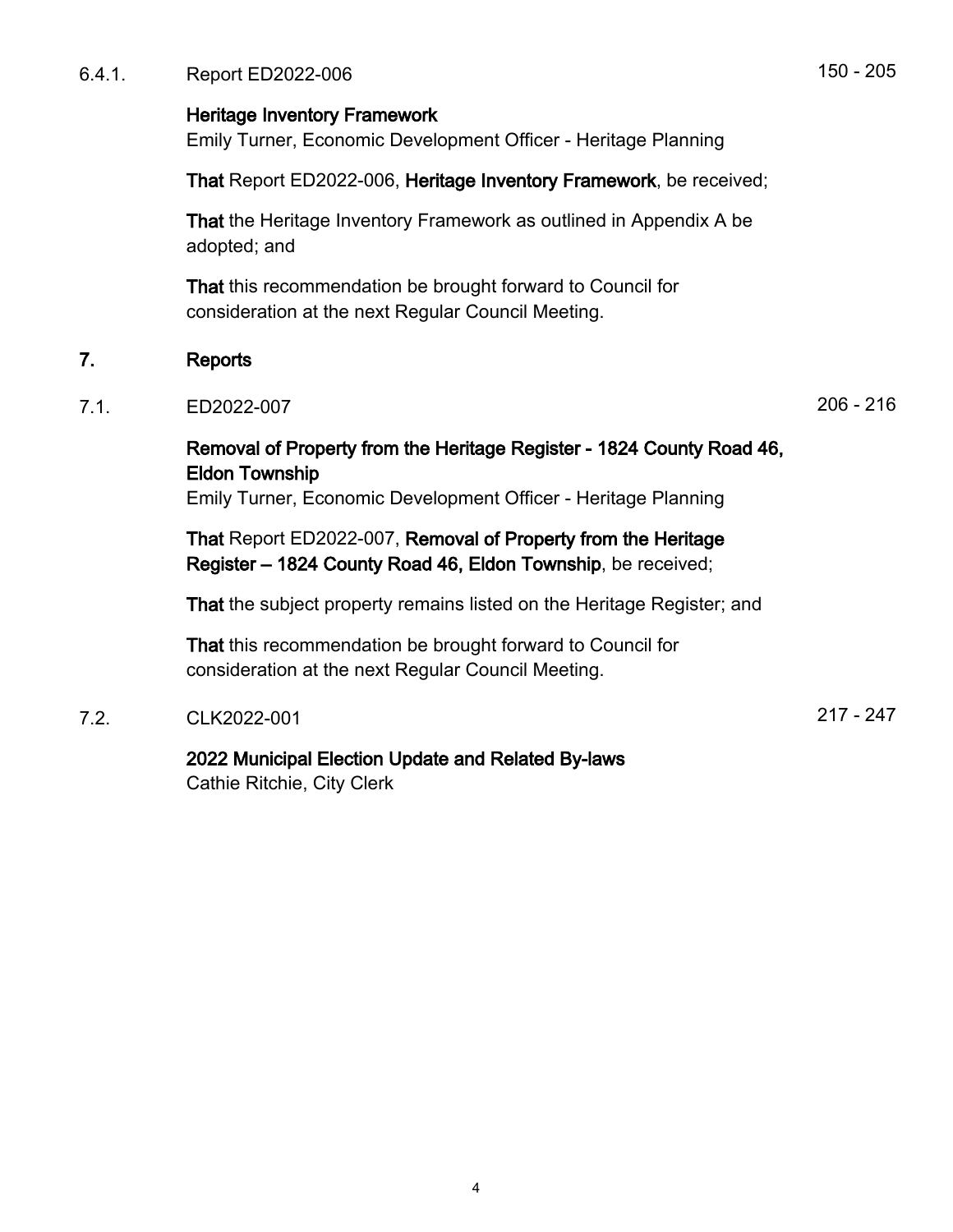6.4.1. Report ED2022-006 150 - 205

**Heritage Inventory Framework**
Emily Turner, Economic Development Officer - Heritage Planning

**That** Report ED2022-006, **Heritage Inventory Framework**, be received;

**That** the Heritage Inventory Framework as outlined in Appendix A be adopted; and

**That** this recommendation be brought forward to Council for consideration at the next Regular Council Meeting.

## 7. Reports

7.1. ED2022-007 206 - 216

**Removal of Property from the Heritage Register - 1824 County Road 46, Eldon Township**
Emily Turner, Economic Development Officer - Heritage Planning

**That** Report ED2022-007, **Removal of Property from the Heritage Register – 1824 County Road 46, Eldon Township**, be received;

**That** the subject property remains listed on the Heritage Register; and

**That** this recommendation be brought forward to Council for consideration at the next Regular Council Meeting.

7.2. CLK2022-001 217 - 247

**2022 Municipal Election Update and Related By-laws**
Cathie Ritchie, City Clerk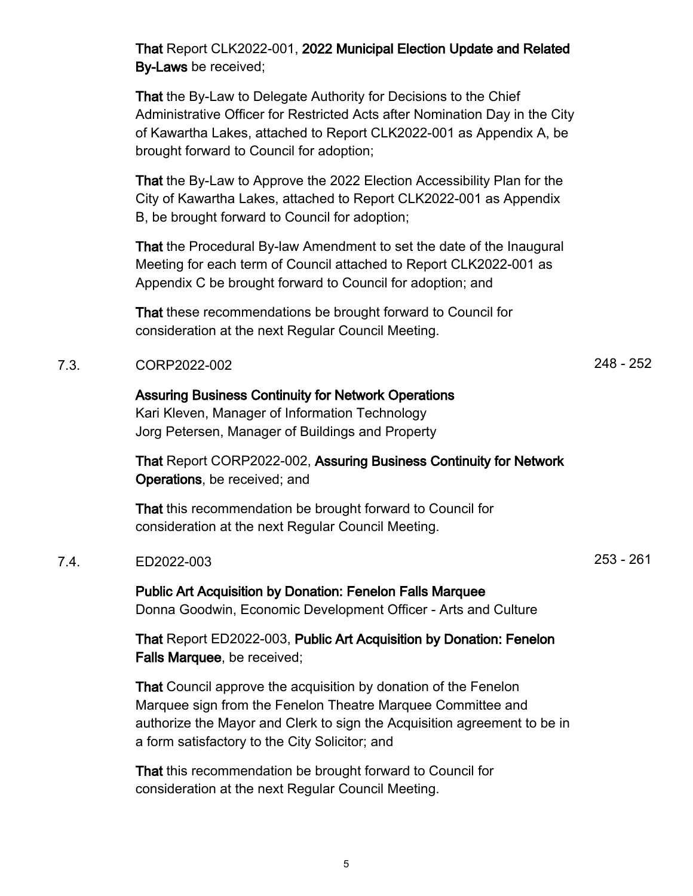**That** Report CLK2022-001, **2022 Municipal Election Update and Related By-Laws** be received;

**That** the By-Law to Delegate Authority for Decisions to the Chief Administrative Officer for Restricted Acts after Nomination Day in the City of Kawartha Lakes, attached to Report CLK2022-001 as Appendix A, be brought forward to Council for adoption;

**That** the By-Law to Approve the 2022 Election Accessibility Plan for the City of Kawartha Lakes, attached to Report CLK2022-001 as Appendix B, be brought forward to Council for adoption;

**That** the Procedural By-law Amendment to set the date of the Inaugural Meeting for each term of Council attached to Report CLK2022-001 as Appendix C be brought forward to Council for adoption; and

**That** these recommendations be brought forward to Council for consideration at the next Regular Council Meeting.

7.3. CORP2022-002 — 248 - 252

**Assuring Business Continuity for Network Operations**
Kari Kleven, Manager of Information Technology
Jorg Petersen, Manager of Buildings and Property

**That** Report CORP2022-002, **Assuring Business Continuity for Network Operations**, be received; and

**That** this recommendation be brought forward to Council for consideration at the next Regular Council Meeting.

7.4. ED2022-003 — 253 - 261

**Public Art Acquisition by Donation: Fenelon Falls Marquee**
Donna Goodwin, Economic Development Officer - Arts and Culture

**That** Report ED2022-003, **Public Art Acquisition by Donation: Fenelon Falls Marquee**, be received;

**That** Council approve the acquisition by donation of the Fenelon Marquee sign from the Fenelon Theatre Marquee Committee and authorize the Mayor and Clerk to sign the Acquisition agreement to be in a form satisfactory to the City Solicitor; and

**That** this recommendation be brought forward to Council for consideration at the next Regular Council Meeting.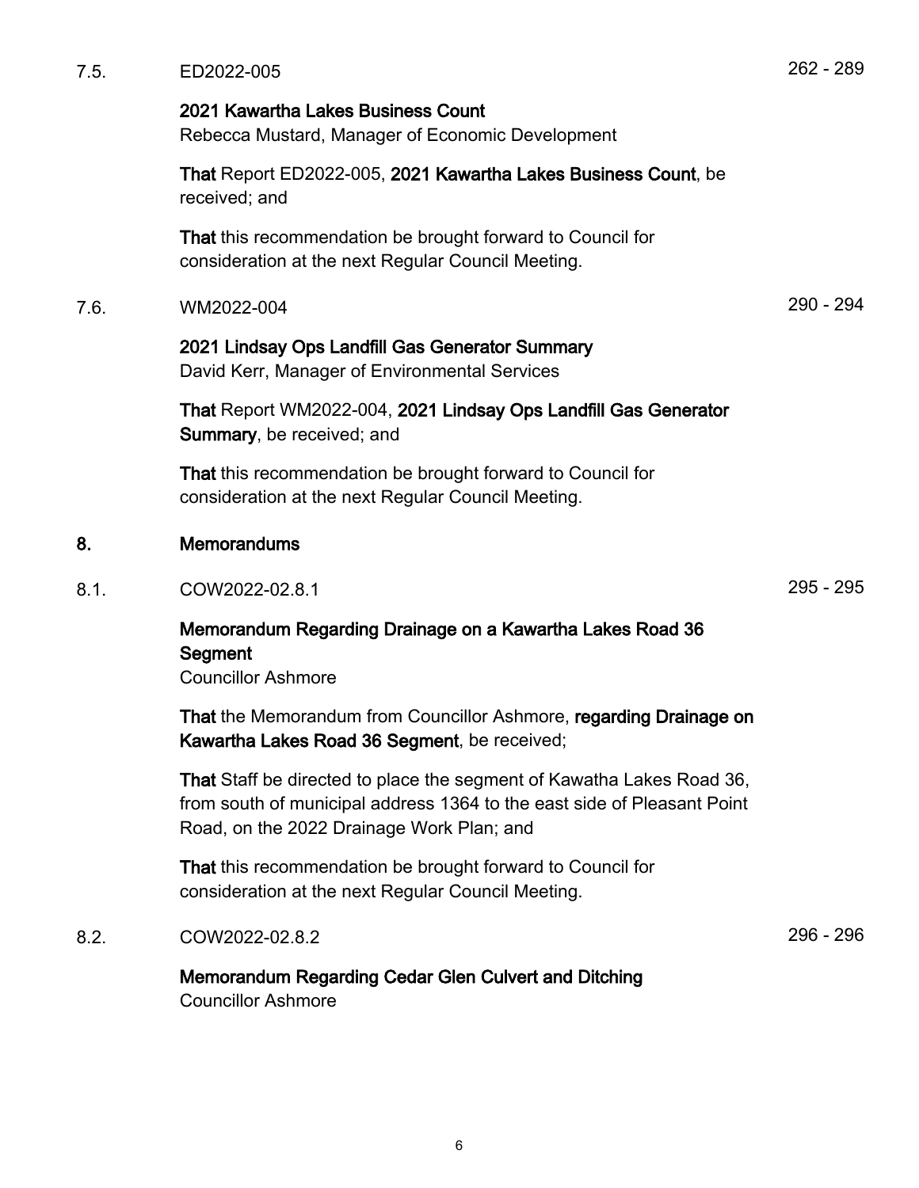7.5. ED2022-005 262 - 289

**2021 Kawartha Lakes Business Count**
Rebecca Mustard, Manager of Economic Development

**That** Report ED2022-005, **2021 Kawartha Lakes Business Count**, be received; and

**That** this recommendation be brought forward to Council for consideration at the next Regular Council Meeting.

7.6. WM2022-004 290 - 294

**2021 Lindsay Ops Landfill Gas Generator Summary**
David Kerr, Manager of Environmental Services

**That** Report WM2022-004, **2021 Lindsay Ops Landfill Gas Generator Summary**, be received; and

**That** this recommendation be brought forward to Council for consideration at the next Regular Council Meeting.

## 8. Memorandums

8.1. COW2022-02.8.1 295 - 295

**Memorandum Regarding Drainage on a Kawartha Lakes Road 36 Segment**
Councillor Ashmore

**That** the Memorandum from Councillor Ashmore, **regarding Drainage on Kawartha Lakes Road 36 Segment**, be received;

**That** Staff be directed to place the segment of Kawatha Lakes Road 36, from south of municipal address 1364 to the east side of Pleasant Point Road, on the 2022 Drainage Work Plan; and

**That** this recommendation be brought forward to Council for consideration at the next Regular Council Meeting.

8.2. COW2022-02.8.2 296 - 296

**Memorandum Regarding Cedar Glen Culvert and Ditching**
Councillor Ashmore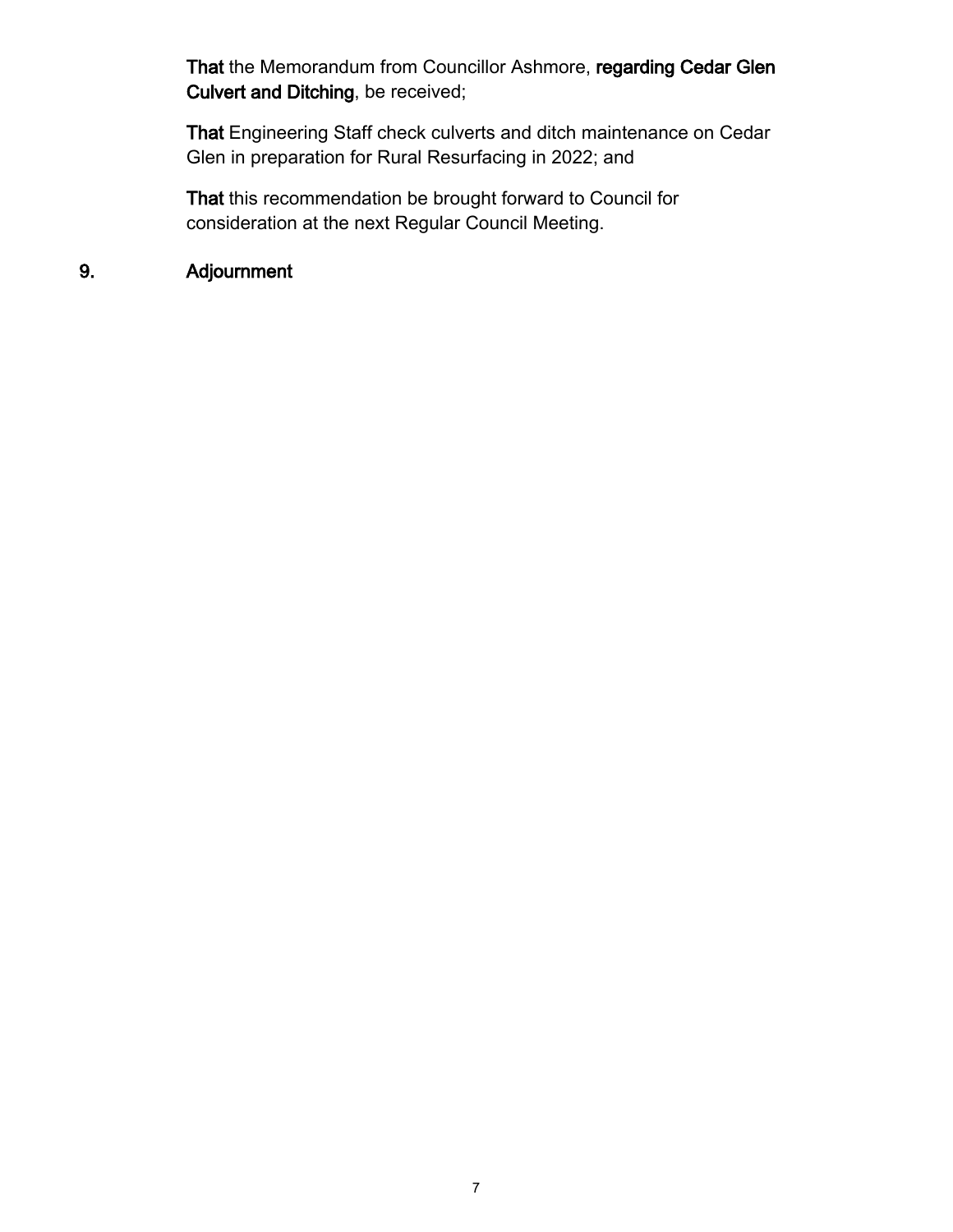**That** the Memorandum from Councillor Ashmore, **regarding Cedar Glen Culvert and Ditching**, be received;

**That** Engineering Staff check culverts and ditch maintenance on Cedar Glen in preparation for Rural Resurfacing in 2022; and

**That** this recommendation be brought forward to Council for consideration at the next Regular Council Meeting.

## 9. Adjournment